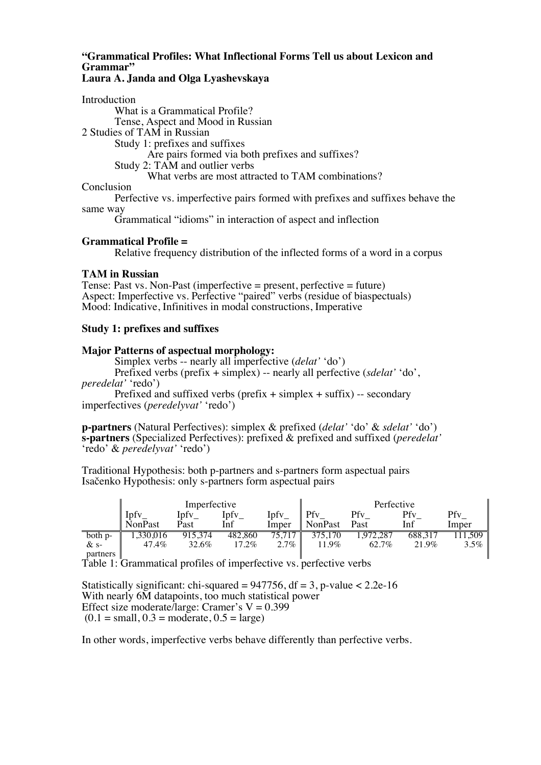**“Grammatical Profiles: What Inflectional Forms Tell us about Lexicon and Grammar”**
**Laura A. Janda and Olga Lyashevskaya**

Introduction
- What is a Grammatical Profile?
- Tense, Aspect and Mood in Russian

2 Studies of TAM in Russian
- Study 1: prefixes and suffixes
  - Are pairs formed via both prefixes and suffixes?
- Study 2: TAM and outlier verbs
  - What verbs are most attracted to TAM combinations?

Conclusion
- Perfective vs. imperfective pairs formed with prefixes and suffixes behave the same way
- Grammatical “idioms” in interaction of aspect and inflection

**Grammatical Profile =**
Relative frequency distribution of the inflected forms of a word in a corpus

**TAM in Russian**
Tense: Past vs. Non-Past (imperfective = present, perfective = future)
Aspect: Imperfective vs. Perfective “paired” verbs (residue of biaspectuals)
Mood: Indicative, Infinitives in modal constructions, Imperative

**Study 1: prefixes and suffixes**

**Major Patterns of aspectual morphology:**
- Simplex verbs -- nearly all imperfective (*delat’* ‘do’)
- Prefixed verbs (prefix + simplex) -- nearly all perfective (*sdelat’* ‘do’, *peredelat’* ‘redo’)
- Prefixed and suffixed verbs (prefix + simplex + suffix) -- secondary imperfectives (*peredelyvat’* ‘redo’)

**p-partners** (Natural Perfectives): simplex & prefixed (*delat’* ‘do’ & *sdelat’* ‘do’)
**s-partners** (Specialized Perfectives): prefixed & prefixed and suffixed (*peredelat’* ‘redo’ & *peredelyvat’* ‘redo’)

Traditional Hypothesis: both p-partners and s-partners form aspectual pairs
Isačenko Hypothesis: only s-partners form aspectual pairs

| | Imperfective | | | | Perfective | | | |
|---|---|---|---|---|---|---|---|---|
| | Ipfv_ NonPast | Ipfv_ Past | Ipfv_ Inf | Ipfv_ Imper | Pfv_ NonPast | Pfv_ Past | Pfv_ Inf | Pfv_ Imper |
| both p- & s- partners | 1,330,016 47.4% | 915,374 32.6% | 482,860 17.2% | 75,717 2.7% | 375,170 11.9% | 1,972,287 62.7% | 688,317 21.9% | 111,509 3.5% |

Table 1: Grammatical profiles of imperfective vs. perfective verbs

Statistically significant: chi-squared = 947756, df = 3, p-value < 2.2e-16
With nearly 6M datapoints, too much statistical power
Effect size moderate/large: Cramer’s V = 0.399
(0.1 = small, 0.3 = moderate, 0.5 = large)

In other words, imperfective verbs behave differently than perfective verbs.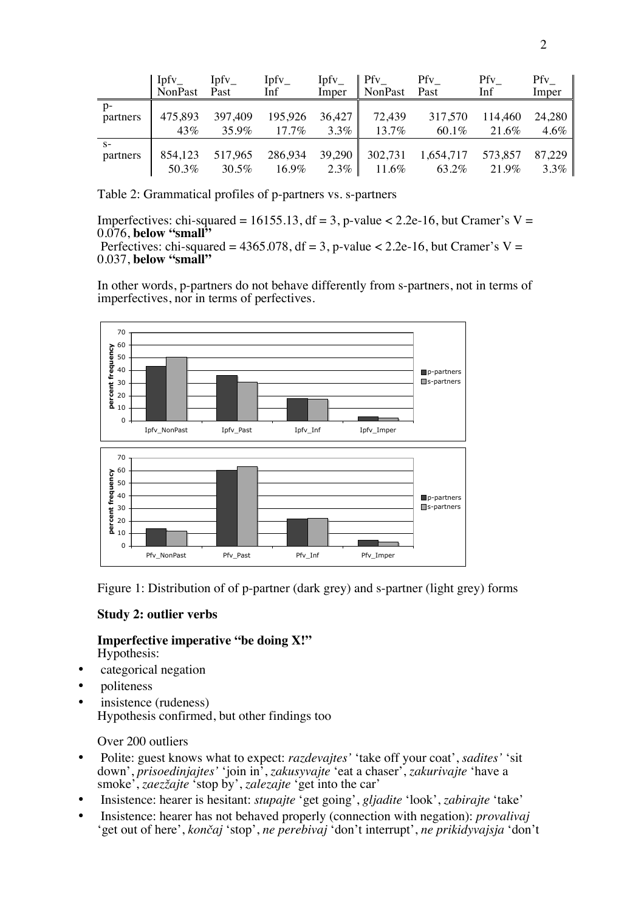| | Ipfv_ NonPast | Ipfv_ Past | Ipfv_ Inf | Ipfv_ Imper | Pfv_ NonPast | Pfv_ Past | Pfv_ Inf | Pfv_ Imper |
|---|---|---|---|---|---|---|---|---|
| p-partners | 475,893 | 397,409 | 195,926 | 36,427 | 72,439 | 317,570 | 114,460 | 24,280 |
| | 43% | 35.9% | 17.7% | 3.3% | 13.7% | 60.1% | 21.6% | 4.6% |
| s-partners | 854,123 | 517,965 | 286,934 | 39,290 | 302,731 | 1,654,717 | 573,857 | 87,229 |
| | 50.3% | 30.5% | 16.9% | 2.3% | 11.6% | 63.2% | 21.9% | 3.3% |

Table 2: Grammatical profiles of p-partners vs. s-partners

Imperfectives: chi-squared = 16155.13, df = 3, p-value < 2.2e-16, but Cramer's V = 0.076, **below "small"**
Perfectives: chi-squared = 4365.078, df = 3, p-value < 2.2e-16, but Cramer's V = 0.037, **below "small"**

In other words, p-partners do not behave differently from s-partners, not in terms of imperfectives, nor in terms of perfectives.

Figure 1: Distribution of of p-partner (dark grey) and s-partner (light grey) forms

**Study 2: outlier verbs**

**Imperfective imperative "be doing X!"**
Hypothesis:

- categorical negation
- politeness
- insistence (rudeness)

Hypothesis confirmed, but other findings too

Over 200 outliers

- Polite: guest knows what to expect: *razdevajtes'* 'take off your coat', *sadites'* 'sit down', *prisoedinjajtes'* 'join in', *zakusyvajte* 'eat a chaser', *zakurivajte* 'have a smoke', *zaezžajte* 'stop by', *zalezajte* 'get into the car'
- Insistence: hearer is hesitant: *stupajte* 'get going', *gljadite* 'look', *zabirajte* 'take'
- Insistence: hearer has not behaved properly (connection with negation): *provalivaj* 'get out of here', *končaj* 'stop', *ne perebivaj* 'don't interrupt', *ne prikidyvajsja* 'don't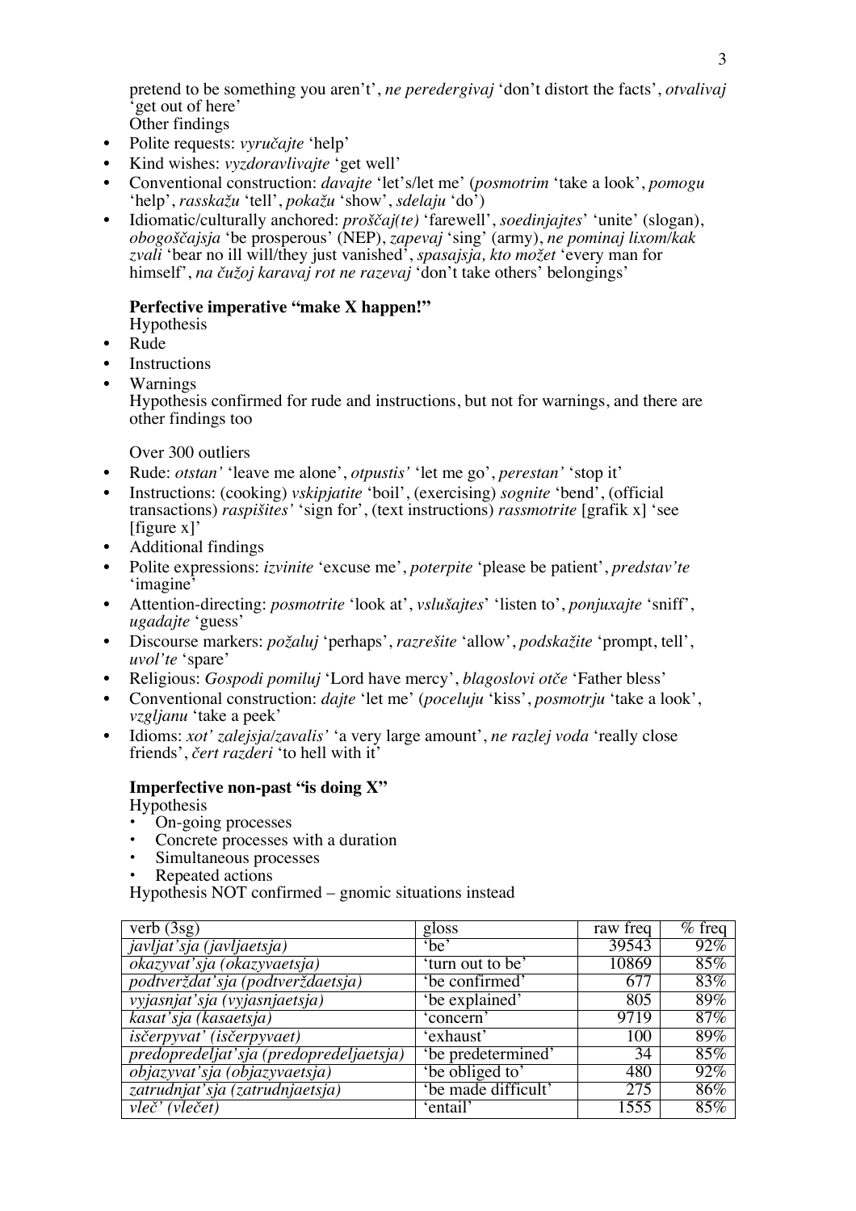pretend to be something you aren't', *ne peredergivaj* 'don't distort the facts', *otvalivaj* 'get out of here'
Other findings

- Polite requests: *vyručajte* 'help'
- Kind wishes: *vyzdoravlivajte* 'get well'
- Conventional construction: *davajte* 'let's/let me' (*posmotrim* 'take a look', *pomogu* 'help', *rasskažu* 'tell', *pokažu* 'show', *sdelaju* 'do')
- Idiomatic/culturally anchored: *proščaj(te)* 'farewell', *soedinjajtes'* 'unite' (slogan), *obogoščajsja* 'be prosperous' (NEP), *zapevaj* 'sing' (army), *ne pominaj lixom/kak zvali* 'bear no ill will/they just vanished', *spasajsja, kto možet* 'every man for himself', *na čužoj karavaj rot ne razevaj* 'don't take others' belongings'

**Perfective imperative "make X happen!"**
Hypothesis

- Rude
- Instructions
- Warnings

Hypothesis confirmed for rude and instructions, but not for warnings, and there are other findings too

Over 300 outliers

- Rude: *otstan'* 'leave me alone', *otpustis'* 'let me go', *perestan'* 'stop it'
- Instructions: (cooking) *vskipjatite* 'boil', (exercising) *sognite* 'bend', (official transactions) *raspišites'* 'sign for', (text instructions) *rassmotrite* [grafik x] 'see [figure x]'
- Additional findings
- Polite expressions: *izvinite* 'excuse me', *poterpite* 'please be patient', *predstav'te* 'imagine'
- Attention-directing: *posmotrite* 'look at', *vslušajtes'* 'listen to', *ponjuxajte* 'sniff', *ugadajte* 'guess'
- Discourse markers: *požaluj* 'perhaps', *razrešite* 'allow', *podskažite* 'prompt, tell', *uvol'te* 'spare'
- Religious: *Gospodi pomiluj* 'Lord have mercy', *blagoslovi otče* 'Father bless'
- Conventional construction: *dajte* 'let me' (*poceluju* 'kiss', *posmotrju* 'take a look', *vzgljanu* 'take a peek'
- Idioms: *xot' zalejsja/zavalis'* 'a very large amount', *ne razlej voda* 'really close friends', *čert razderi* 'to hell with it'

**Imperfective non-past "is doing X"**
Hypothesis

- On-going processes
- Concrete processes with a duration
- Simultaneous processes
- Repeated actions

Hypothesis NOT confirmed – gnomic situations instead

| verb (3sg) | gloss | raw freq | % freq |
|---|---|---|---|
| *javljat'sja (javljaetsja)* | 'be' | 39543 | 92% |
| *okazyvat'sja (okazyvaetsja)* | 'turn out to be' | 10869 | 85% |
| *podtverždat'sja (podtverždaetsja)* | 'be confirmed' | 677 | 83% |
| *vyjasnjat'sja (vyjasnjaetsja)* | 'be explained' | 805 | 89% |
| *kasat'sja (kasaetsja)* | 'concern' | 9719 | 87% |
| *isčerpyvat' (isčerpyvaet)* | 'exhaust' | 100 | 89% |
| *predopredeljat'sja (predopredeljaetsja)* | 'be predetermined' | 34 | 85% |
| *objazyvat'sja (objazyvaetsja)* | 'be obliged to' | 480 | 92% |
| *zatrudnjat'sja (zatrudnjaetsja)* | 'be made difficult' | 275 | 86% |
| *vleč' (vlečet)* | 'entail' | 1555 | 85% |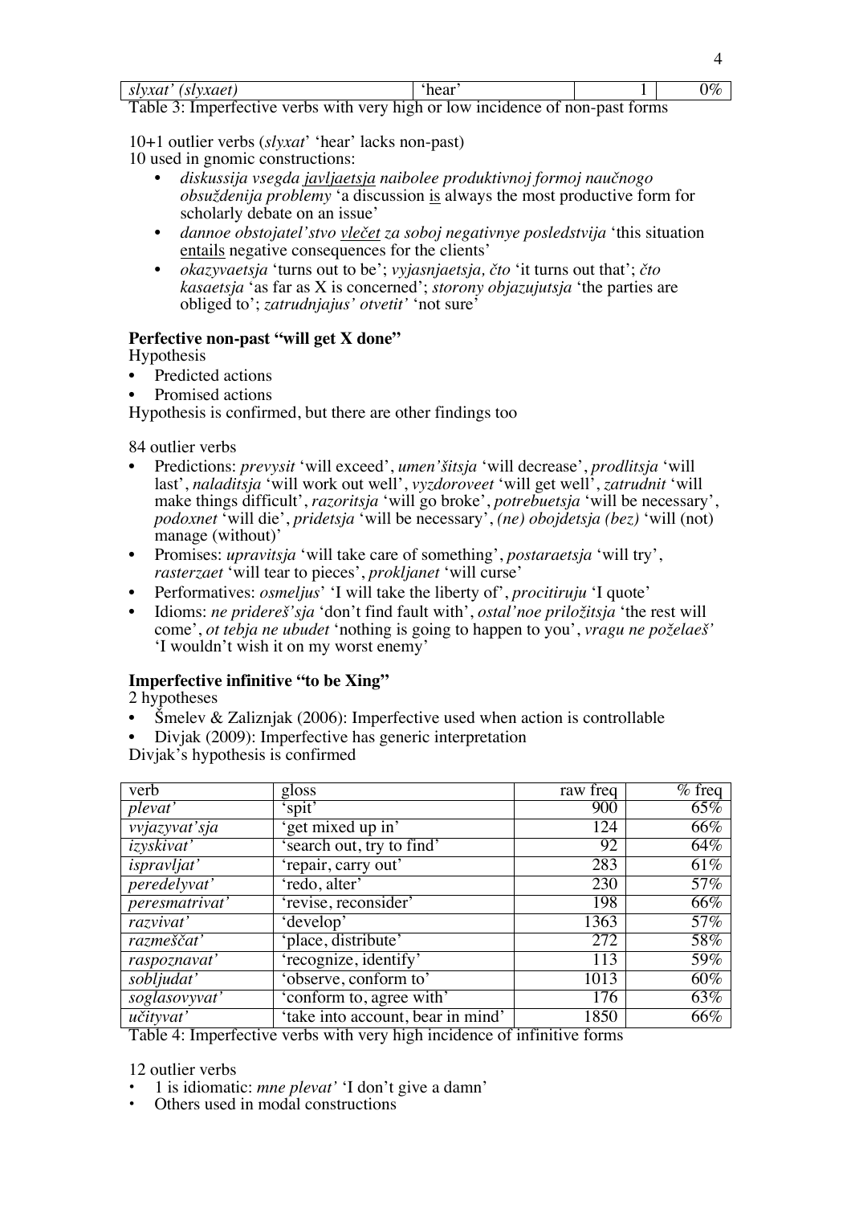| *slyxat' (slyxaet)* | 'hear' | | 1 | 0% |
|---|---|---|---|---|

Table 3: Imperfective verbs with very high or low incidence of non-past forms

10+1 outlier verbs (*slyxat*' 'hear' lacks non-past)
10 used in gnomic constructions:

- *diskussija vsegda <u>javljaetsja</u> naibolee produktivnoj formoj naučnogo obsuždenija problemy* 'a discussion <u>is</u> always the most productive form for scholarly debate on an issue'
- *dannoe obstojatel'stvo <u>vlečet</u> za soboj negativnye posledstvija* 'this situation <u>entails</u> negative consequences for the clients'
- *okazyvaetsja* 'turns out to be'; *vyjasnjaetsja, čto* 'it turns out that'; *čto kasaetsja* 'as far as X is concerned'; *storony objazujutsja* 'the parties are obliged to'; *zatrudnjajus' otvetit'* 'not sure'

**Perfective non-past "will get X done"**

Hypothesis

- Predicted actions
- Promised actions

Hypothesis is confirmed, but there are other findings too

84 outlier verbs

- Predictions: *prevysit* 'will exceed', *umen'šitsja* 'will decrease', *prodlitsja* 'will last', *naladitsja* 'will work out well', *vyzdoroveet* 'will get well', *zatrudnit* 'will make things difficult', *razoritsja* 'will go broke', *potrebuetsja* 'will be necessary', *podoxnet* 'will die', *pridetsja* 'will be necessary', *(ne) obojdetsja (bez)* 'will (not) manage (without)'
- Promises: *upravitsja* 'will take care of something', *postaraetsja* 'will try', *rasterzaet* 'will tear to pieces', *prokljanet* 'will curse'
- Performatives: *osmeljus'* 'I will take the liberty of', *procitiruju* 'I quote'
- Idioms: *ne prideresh'sja* 'don't find fault with', *ostal'noe priložitsja* 'the rest will come', *ot tebja ne ubudet* 'nothing is going to happen to you', *vragu ne poželaeš'* 'I wouldn't wish it on my worst enemy'

**Imperfective infinitive "to be Xing"**

2 hypotheses

- Šmelev & Zaliznjak (2006): Imperfective used when action is controllable
- Divjak (2009): Imperfective has generic interpretation

Divjak's hypothesis is confirmed

| verb | gloss | raw freq | % freq |
|---|---|---|---|
| *plevat'* | 'spit' | 900 | 65% |
| *vvjazyvat'sja* | 'get mixed up in' | 124 | 66% |
| *izyskivat'* | 'search out, try to find' | 92 | 64% |
| *ispravljat'* | 'repair, carry out' | 283 | 61% |
| *peredelyvat'* | 'redo, alter' | 230 | 57% |
| *peresmatrivat'* | 'revise, reconsider' | 198 | 66% |
| *razvivat'* | 'develop' | 1363 | 57% |
| *razmeščat'* | 'place, distribute' | 272 | 58% |
| *raspoznavat'* | 'recognize, identify' | 113 | 59% |
| *sobljudat'* | 'observe, conform to' | 1013 | 60% |
| *soglasovyvat'* | 'conform to, agree with' | 176 | 63% |
| *učityvat'* | 'take into account, bear in mind' | 1850 | 66% |

Table 4: Imperfective verbs with very high incidence of infinitive forms

12 outlier verbs

- 1 is idiomatic: *mne plevat'* 'I don't give a damn'
- Others used in modal constructions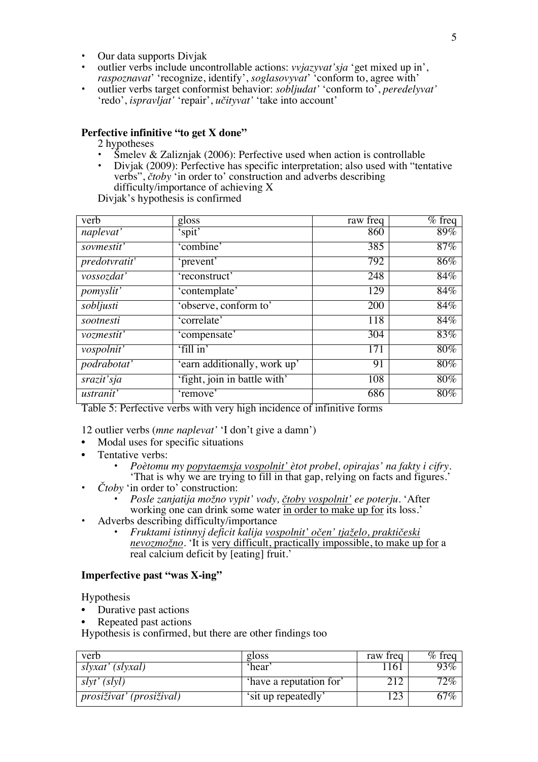- Our data supports Divjak
- outlier verbs include uncontrollable actions: *vvjazyvat'sja* 'get mixed up in', *raspoznavat*' 'recognize, identify', *soglasovyvat*' 'conform to, agree with'
- outlier verbs target conformist behavior: *sobljudat'* 'conform to', *peredelyvat'* 'redo', *ispravljat'* 'repair', *učityvat'* 'take into account'

**Perfective infinitive "to get X done"**

2 hypotheses

- Šmelev & Zaliznjak (2006): Perfective used when action is controllable
- Divjak (2009): Perfective has specific interpretation; also used with "tentative verbs", *čtoby* 'in order to' construction and adverbs describing difficulty/importance of achieving X

Divjak's hypothesis is confirmed

| verb | gloss | raw freq | % freq |
|---|---|---|---|
| *naplevat'* | 'spit' | 860 | 89% |
| *sovmestit'* | 'combine' | 385 | 87% |
| *predotvratit'* | 'prevent' | 792 | 86% |
| *vossozdat'* | 'reconstruct' | 248 | 84% |
| *pomyslit'* | 'contemplate' | 129 | 84% |
| *sobljusti* | 'observe, conform to' | 200 | 84% |
| *sootnesti* | 'correlate' | 118 | 84% |
| *vozmestit'* | 'compensate' | 304 | 83% |
| *vospolnit'* | 'fill in' | 171 | 80% |
| *podrabotat'* | 'earn additionally, work up' | 91 | 80% |
| *srazit'sja* | 'fight, join in battle with' | 108 | 80% |
| *ustranit'* | 'remove' | 686 | 80% |

Table 5: Perfective verbs with very high incidence of infinitive forms

12 outlier verbs (*mne naplevat'* 'I don't give a damn')

- Modal uses for specific situations
- Tentative verbs:
  - *Poètomu my popytaemsja vospolnit' ètot probel, opirajas' na fakty i cifry*. 'That is why we are trying to fill in that gap, relying on facts and figures.'
- *Čtoby* 'in order to' construction:
  - *Posle zanjatija možno vypit' vody, čtoby vospolnit' ee poterju*. 'After working one can drink some water in order to make up for its loss.'
- Adverbs describing difficulty/importance
  - *Fruktami istinnyj deficit kalija vospolnit' očen' tjaželo, praktičeski nevozmožno*. 'It is very difficult, practically impossible, to make up for a real calcium deficit by [eating] fruit.'

**Imperfective past "was X-ing"**

Hypothesis

- Durative past actions
- Repeated past actions

Hypothesis is confirmed, but there are other findings too

| verb | gloss | raw freq | % freq |
|---|---|---|---|
| *slyxat' (slyxal)* | 'hear' | 1161 | 93% |
| *slyt' (slyl)* | 'have a reputation for' | 212 | 72% |
| *prosiživat' (prosižival)* | 'sit up repeatedly' | 123 | 67% |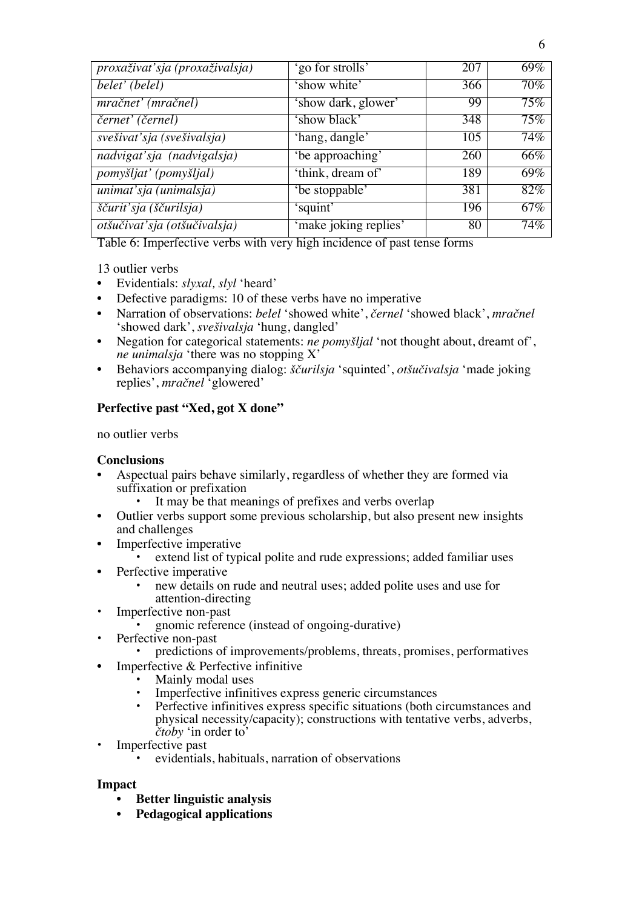| | | | |
|---|---|---|---|
| *proxaživat'sja (proxaživalsja)* | 'go for strolls' | 207 | 69% |
| *belet' (belel)* | 'show white' | 366 | 70% |
| *mračnet' (mračnel)* | 'show dark, glower' | 99 | 75% |
| *černet' (černel)* | 'show black' | 348 | 75% |
| *svešivat'sja (svešivalsja)* | 'hang, dangle' | 105 | 74% |
| *nadvigat'sja (nadvigalsja)* | 'be approaching' | 260 | 66% |
| *pomyšljat' (pomyšljal)* | 'think, dream of' | 189 | 69% |
| *unimat'sja (unimalsja)* | 'be stoppable' | 381 | 82% |
| *ščurit'sja (ščurilsja)* | 'squint' | 196 | 67% |
| *otšučivat'sja (otšučivalsja)* | 'make joking replies' | 80 | 74% |

Table 6: Imperfective verbs with very high incidence of past tense forms

13 outlier verbs

- Evidentials: *slyxal, slyl* 'heard'
- Defective paradigms: 10 of these verbs have no imperative
- Narration of observations: *belel* 'showed white', *černel* 'showed black', *mračnel* 'showed dark', *svešivalsja* 'hung, dangled'
- Negation for categorical statements: *ne pomyšljal* 'not thought about, dreamt of', *ne unimalsja* 'there was no stopping X'
- Behaviors accompanying dialog: *ščurilsja* 'squinted', *otšučivalsja* 'made joking replies', *mračnel* 'glowered'

**Perfective past "Xed, got X done"**

no outlier verbs

**Conclusions**

- Aspectual pairs behave similarly, regardless of whether they are formed via suffixation or prefixation
  - It may be that meanings of prefixes and verbs overlap
- Outlier verbs support some previous scholarship, but also present new insights and challenges
- Imperfective imperative
  - extend list of typical polite and rude expressions; added familiar uses
- Perfective imperative
  - new details on rude and neutral uses; added polite uses and use for attention-directing
- Imperfective non-past
  - gnomic reference (instead of ongoing-durative)
- Perfective non-past
  - predictions of improvements/problems, threats, promises, performatives
- Imperfective & Perfective infinitive
  - Mainly modal uses
  - Imperfective infinitives express generic circumstances
  - Perfective infinitives express specific situations (both circumstances and physical necessity/capacity); constructions with tentative verbs, adverbs, *čtoby* 'in order to'
- Imperfective past
  - evidentials, habituals, narration of observations

**Impact**

- **Better linguistic analysis**
- **Pedagogical applications**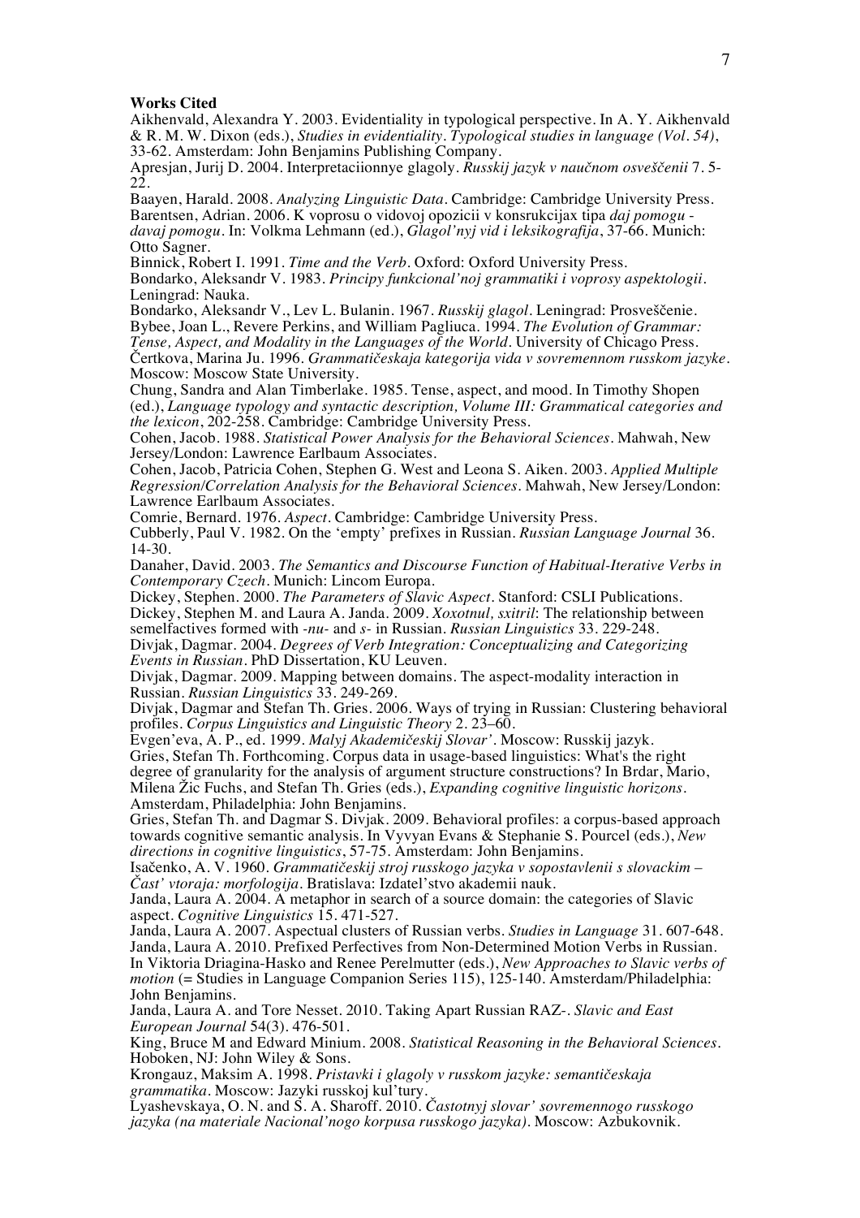**Works Cited**

Aikhenvald, Alexandra Y. 2003. Evidentiality in typological perspective. In A. Y. Aikhenvald & R. M. W. Dixon (eds.), *Studies in evidentiality. Typological studies in language (Vol. 54)*, 33-62. Amsterdam: John Benjamins Publishing Company.

Apresjan, Jurij D. 2004. Interpretaciionnye glagoly. *Russkij jazyk v naučnom osveščenii* 7. 5-22.

Baayen, Harald. 2008. *Analyzing Linguistic Data*. Cambridge: Cambridge University Press.

Barentsen, Adrian. 2006. K voprosu o vidovoj opozicii v konsrukcijax tipa *daj pomogu - davaj pomogu*. In: Volkma Lehmann (ed.), *Glagol'nyj vid i leksikografija*, 37-66. Munich: Otto Sagner.

Binnick, Robert I. 1991. *Time and the Verb*. Oxford: Oxford University Press.

Bondarko, Aleksandr V. 1983. *Principy funkcional'noj grammatiki i voprosy aspektologii*. Leningrad: Nauka.

Bondarko, Aleksandr V., Lev L. Bulanin. 1967. *Russkij glagol*. Leningrad: Prosveščenie.

Bybee, Joan L., Revere Perkins, and William Pagliuca. 1994. *The Evolution of Grammar: Tense, Aspect, and Modality in the Languages of the World*. University of Chicago Press.

Čertkova, Marina Ju. 1996. *Grammatičeskaja kategorija vida v sovremennom russkom jazyke*. Moscow: Moscow State University.

Chung, Sandra and Alan Timberlake. 1985. Tense, aspect, and mood. In Timothy Shopen (ed.), *Language typology and syntactic description, Volume III: Grammatical categories and the lexicon*, 202-258. Cambridge: Cambridge University Press.

Cohen, Jacob. 1988. *Statistical Power Analysis for the Behavioral Sciences*. Mahwah, New Jersey/London: Lawrence Earlbaum Associates.

Cohen, Jacob, Patricia Cohen, Stephen G. West and Leona S. Aiken. 2003. *Applied Multiple Regression/Correlation Analysis for the Behavioral Sciences*. Mahwah, New Jersey/London: Lawrence Earlbaum Associates.

Comrie, Bernard. 1976. *Aspect*. Cambridge: Cambridge University Press.

Cubberly, Paul V. 1982. On the 'empty' prefixes in Russian. *Russian Language Journal* 36. 14-30.

Danaher, David. 2003. *The Semantics and Discourse Function of Habitual-Iterative Verbs in Contemporary Czech*. Munich: Lincom Europa.

Dickey, Stephen. 2000. *The Parameters of Slavic Aspect*. Stanford: CSLI Publications.

Dickey, Stephen M. and Laura A. Janda. 2009. *Xoxotnul, sxitril*: The relationship between semelfactives formed with *-nu-* and *s-* in Russian. *Russian Linguistics* 33. 229-248.

Divjak, Dagmar. 2004. *Degrees of Verb Integration: Conceptualizing and Categorizing Events in Russian*. PhD Dissertation, KU Leuven.

Divjak, Dagmar. 2009. Mapping between domains. The aspect-modality interaction in Russian. *Russian Linguistics* 33. 249-269.

Divjak, Dagmar and Stefan Th. Gries. 2006. Ways of trying in Russian: Clustering behavioral profiles. *Corpus Linguistics and Linguistic Theory* 2. 23–60.

Evgen'eva, A. P., ed. 1999. *Malyj Akademičeskij Slovar'*. Moscow: Russkij jazyk.

Gries, Stefan Th. Forthcoming. Corpus data in usage-based linguistics: What's the right degree of granularity for the analysis of argument structure constructions? In Brdar, Mario, Milena Žic Fuchs, and Stefan Th. Gries (eds.), *Expanding cognitive linguistic horizons*. Amsterdam, Philadelphia: John Benjamins.

Gries, Stefan Th. and Dagmar S. Divjak. 2009. Behavioral profiles: a corpus-based approach towards cognitive semantic analysis. In Vyvyan Evans & Stephanie S. Pourcel (eds.), *New directions in cognitive linguistics*, 57-75. Amsterdam: John Benjamins.

Isačenko, A. V. 1960. *Grammatičeskij stroj russkogo jazyka v sopostavlenii s slovackim – Čast' vtoraja: morfologija*. Bratislava: Izdatel'stvo akademii nauk.

Janda, Laura A. 2004. A metaphor in search of a source domain: the categories of Slavic aspect. *Cognitive Linguistics* 15. 471-527.

Janda, Laura A. 2007. Aspectual clusters of Russian verbs. *Studies in Language* 31. 607-648.

Janda, Laura A. 2010. Prefixed Perfectives from Non-Determined Motion Verbs in Russian. In Viktoria Driagina-Hasko and Renee Perelmutter (eds.), *New Approaches to Slavic verbs of motion* (= Studies in Language Companion Series 115), 125-140. Amsterdam/Philadelphia: John Benjamins.

Janda, Laura A. and Tore Nesset. 2010. Taking Apart Russian RAZ-. *Slavic and East European Journal* 54(3). 476-501.

King, Bruce M and Edward Minium. 2008. *Statistical Reasoning in the Behavioral Sciences*. Hoboken, NJ: John Wiley & Sons.

Krongauz, Maksim A. 1998. *Pristavki i glagoly v russkom jazyke: semantičeskaja grammatika*. Moscow: Jazyki russkoj kul'tury.

Lyashevskaya, O. N. and S. A. Sharoff. 2010. *Častotnyj slovar' sovremennogo russkogo jazyka (na materiale Nacional'nogo korpusa russkogo jazyka)*. Moscow: Azbukovnik.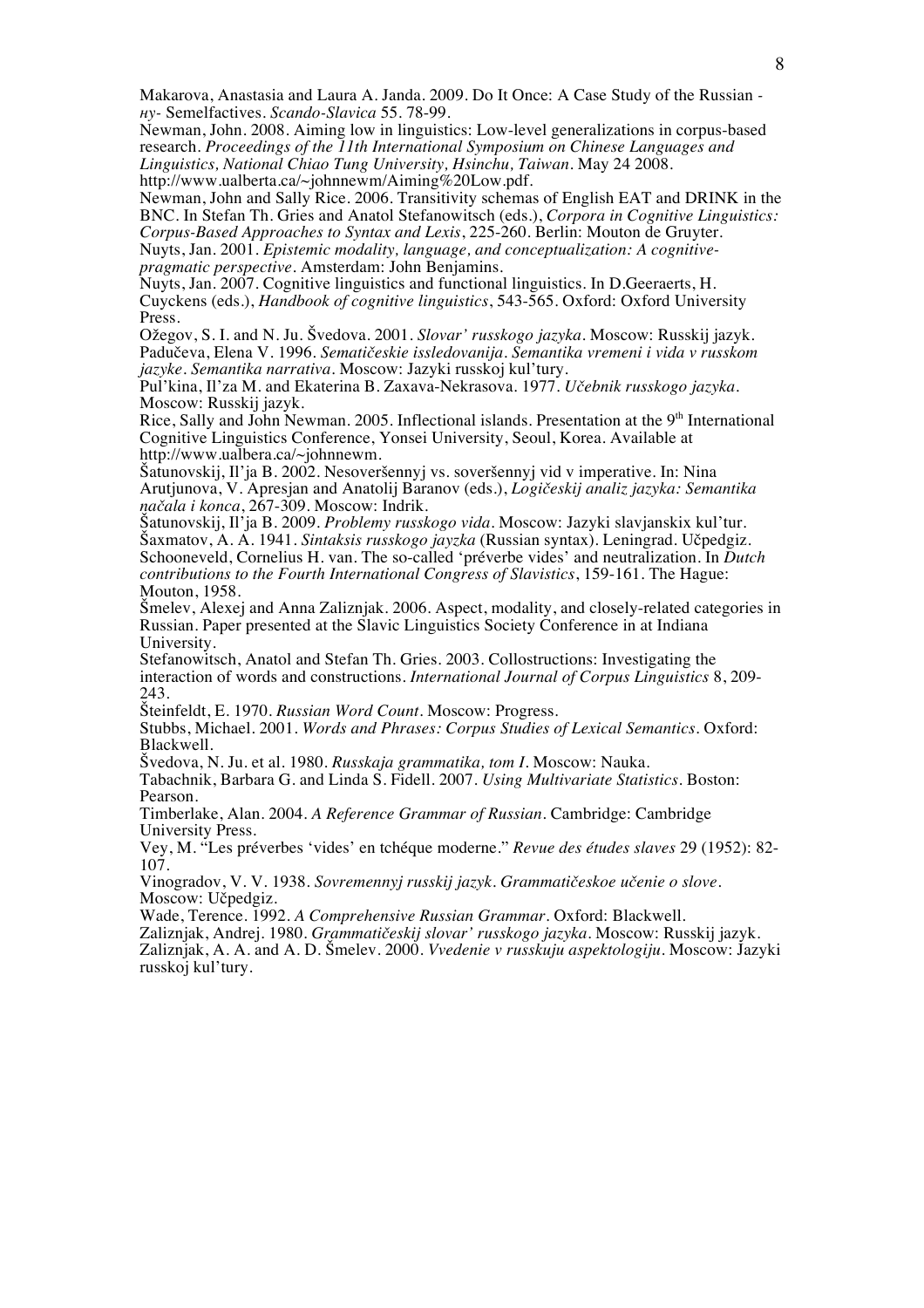Makarova, Anastasia and Laura A. Janda. 2009. Do It Once: A Case Study of the Russian -*ну*- Semelfactives. *Scando-Slavica* 55. 78-99.

Newman, John. 2008. Aiming low in linguistics: Low-level generalizations in corpus-based research. *Proceedings of the 11th International Symposium on Chinese Languages and Linguistics, National Chiao Tung University, Hsinchu, Taiwan*. May 24 2008. http://www.ualberta.ca/~johnnewm/Aiming%20Low.pdf.

Newman, John and Sally Rice. 2006. Transitivity schemas of English EAT and DRINK in the BNC. In Stefan Th. Gries and Anatol Stefanowitsch (eds.), *Corpora in Cognitive Linguistics: Corpus-Based Approaches to Syntax and Lexis*, 225-260. Berlin: Mouton de Gruyter.

Nuyts, Jan. 2001. *Epistemic modality, language, and conceptualization: A cognitive-pragmatic perspective*. Amsterdam: John Benjamins.

Nuyts, Jan. 2007. Cognitive linguistics and functional linguistics. In D.Geeraerts, H. Cuyckens (eds.), *Handbook of cognitive linguistics*, 543-565. Oxford: Oxford University Press.

Ožegov, S. I. and N. Ju. Švedova. 2001. *Slovar' russkogo jazyka*. Moscow: Russkij jazyk.

Padučeva, Elena V. 1996. *Semantičeskie issledovanija. Semantika vremeni i vida v russkom jazyke. Semantika narrativa*. Moscow: Jazyki russkoj kul'tury.

Pul'kina, Il'za M. and Ekaterina B. Zaxava-Nekrasova. 1977. *Učebnik russkogo jazyka*. Moscow: Russkij jazyk.

Rice, Sally and John Newman. 2005. Inflectional islands. Presentation at the 9th International Cognitive Linguistics Conference, Yonsei University, Seoul, Korea. Available at http://www.ualbera.ca/~johnnewm.

Šatunovskij, Il'ja B. 2002. Nesoveršennyj vs. soveršennyj vid v imperative. In: Nina Arutjunova, V. Apresjan and Anatolij Baranov (eds.), *Logičeskij analiz jazyka: Semantika načala i konca*, 267-309. Moscow: Indrik.

Šatunovskij, Il'ja B. 2009. *Problemy russkogo vida*. Moscow: Jazyki slavjanskix kul'tur.

Šaxmatov, A. A. 1941. *Sintaksis russkogo jayzka* (Russian syntax). Leningrad. Učpedgiz.

Schooneveld, Cornelius H. van. The so-called 'préverbe vides' and neutralization. In *Dutch contributions to the Fourth International Congress of Slavistics*, 159-161. The Hague: Mouton, 1958.

Šmelev, Alexej and Anna Zaliznjak. 2006. Aspect, modality, and closely-related categories in Russian. Paper presented at the Slavic Linguistics Society Conference in at Indiana University.

Stefanowitsch, Anatol and Stefan Th. Gries. 2003. Collostructions: Investigating the interaction of words and constructions. *International Journal of Corpus Linguistics* 8, 209-243.

Šteinfeldt, E. 1970. *Russian Word Count*. Moscow: Progress.

Stubbs, Michael. 2001. *Words and Phrases: Corpus Studies of Lexical Semantics*. Oxford: Blackwell.

Švedova, N. Ju. et al. 1980. *Russkaja grammatika, tom I*. Moscow: Nauka.

Tabachnik, Barbara G. and Linda S. Fidell. 2007. *Using Multivariate Statistics*. Boston: Pearson.

Timberlake, Alan. 2004. *A Reference Grammar of Russian*. Cambridge: Cambridge University Press.

Vey, M. "Les préverbes 'vides' en tchéque moderne." *Revue des études slaves* 29 (1952): 82-107.

Vinogradov, V. V. 1938. *Sovremennyj russkij jazyk. Grammatičeskoe učenie o slove*. Moscow: Učpedgiz.

Wade, Terence. 1992. *A Comprehensive Russian Grammar*. Oxford: Blackwell.

Zaliznjak, Andrej. 1980. *Grammatičeskij slovar' russkogo jazyka*. Moscow: Russkij jazyk.

Zaliznjak, A. A. and A. D. Šmelev. 2000. *Vvedenie v russkuju aspektologiju*. Moscow: Jazyki russkoj kul'tury.